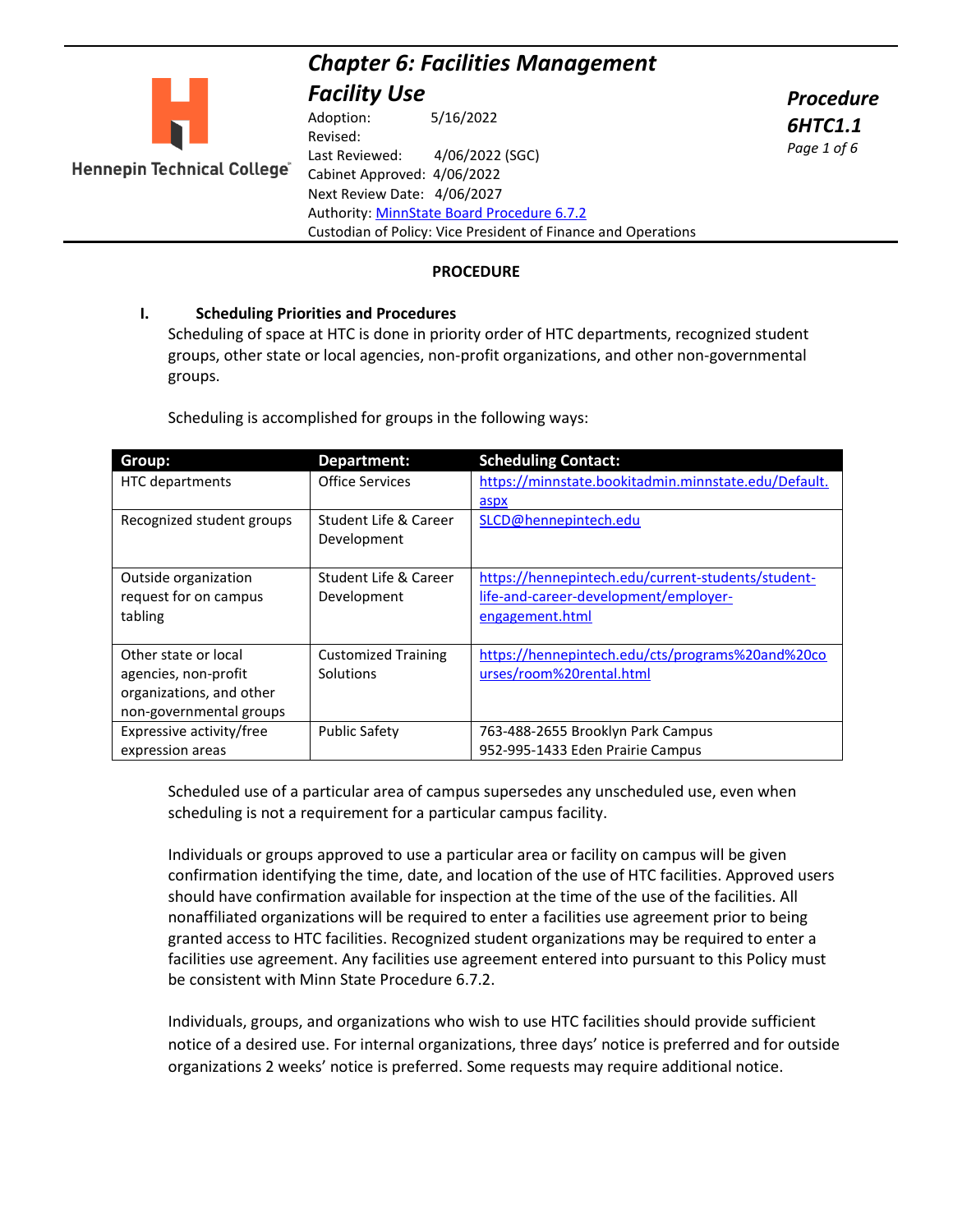# Chapter 6: Facilities Management

## Facility Use

**Procedure 6HTC1.1**

Adoption: 5/16/2022
Revised:
Last Reviewed: 4/06/2022 (SGC)
Cabinet Approved: 4/06/2022
Next Review Date: 4/06/2027
Authority: [MinnState Board Procedure 6.7.2](#)
Custodian of Policy: Vice President of Finance and Operations

**PROCEDURE**

### I. Scheduling Priorities and Procedures

Scheduling of space at HTC is done in priority order of HTC departments, recognized student groups, other state or local agencies, non-profit organizations, and other non-governmental groups.

Scheduling is accomplished for groups in the following ways:

| Group: | Department: | Scheduling Contact: |
|---|---|---|
| HTC departments | Office Services | https://minnstate.bookitadmin.minnstate.edu/Default.aspx |
| Recognized student groups | Student Life & Career Development | SLCD@hennepintech.edu |
| Outside organization request for on campus tabling | Student Life & Career Development | https://hennepintech.edu/current-students/student-life-and-career-development/employer-engagement.html |
| Other state or local agencies, non-profit organizations, and other non-governmental groups | Customized Training Solutions | https://hennepintech.edu/cts/programs%20and%20courses/room%20rental.html |
| Expressive activity/free expression areas | Public Safety | 763-488-2655 Brooklyn Park Campus<br>952-995-1433 Eden Prairie Campus |

Scheduled use of a particular area of campus supersedes any unscheduled use, even when scheduling is not a requirement for a particular campus facility.

Individuals or groups approved to use a particular area or facility on campus will be given confirmation identifying the time, date, and location of the use of HTC facilities. Approved users should have confirmation available for inspection at the time of the use of the facilities. All nonaffiliated organizations will be required to enter a facilities use agreement prior to being granted access to HTC facilities. Recognized student organizations may be required to enter a facilities use agreement. Any facilities use agreement entered into pursuant to this Policy must be consistent with Minn State Procedure 6.7.2.

Individuals, groups, and organizations who wish to use HTC facilities should provide sufficient notice of a desired use. For internal organizations, three days' notice is preferred and for outside organizations 2 weeks' notice is preferred. Some requests may require additional notice.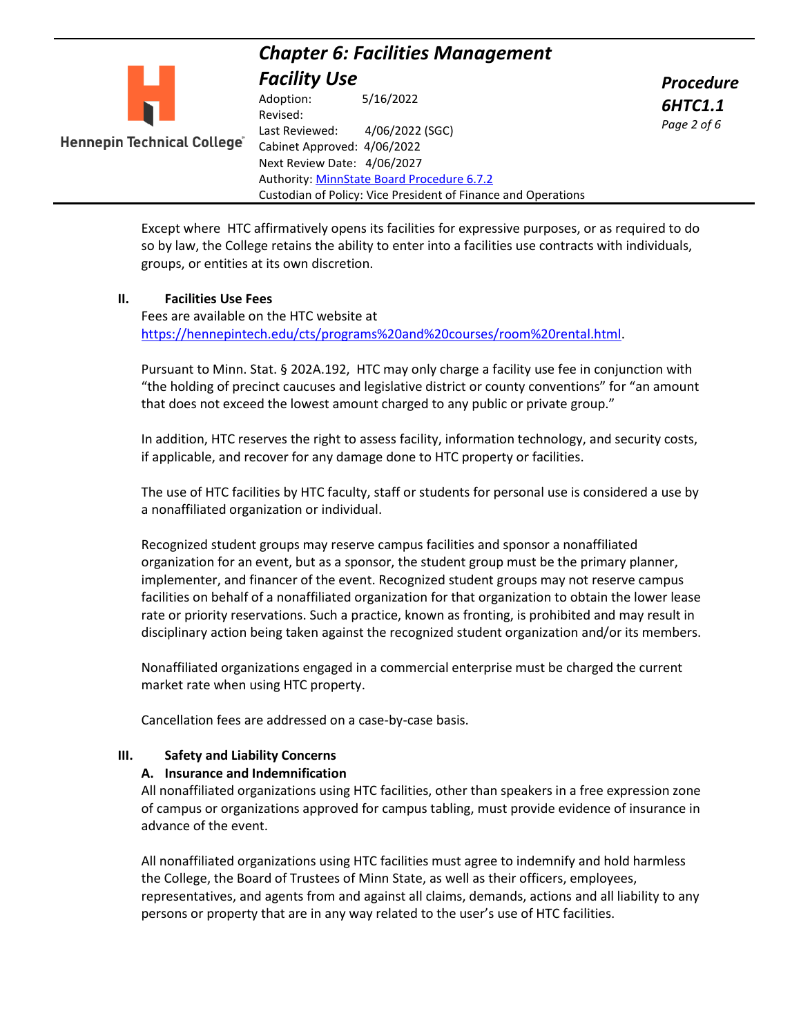Except where HTC affirmatively opens its facilities for expressive purposes, or as required to do so by law, the College retains the ability to enter into a facilities use contracts with individuals, groups, or entities at its own discretion.

## II. Facilities Use Fees

Fees are available on the HTC website at [https://hennepintech.edu/cts/programs%20and%20courses/room%20rental.html](https://hennepintech.edu/cts/programs%20and%20courses/room%20rental.html).

Pursuant to Minn. Stat. § 202A.192, HTC may only charge a facility use fee in conjunction with "the holding of precinct caucuses and legislative district or county conventions" for "an amount that does not exceed the lowest amount charged to any public or private group."

In addition, HTC reserves the right to assess facility, information technology, and security costs, if applicable, and recover for any damage done to HTC property or facilities.

The use of HTC facilities by HTC faculty, staff or students for personal use is considered a use by a nonaffiliated organization or individual.

Recognized student groups may reserve campus facilities and sponsor a nonaffiliated organization for an event, but as a sponsor, the student group must be the primary planner, implementer, and financer of the event. Recognized student groups may not reserve campus facilities on behalf of a nonaffiliated organization for that organization to obtain the lower lease rate or priority reservations. Such a practice, known as fronting, is prohibited and may result in disciplinary action being taken against the recognized student organization and/or its members.

Nonaffiliated organizations engaged in a commercial enterprise must be charged the current market rate when using HTC property.

Cancellation fees are addressed on a case-by-case basis.

## III. Safety and Liability Concerns

### A. Insurance and Indemnification

All nonaffiliated organizations using HTC facilities, other than speakers in a free expression zone of campus or organizations approved for campus tabling, must provide evidence of insurance in advance of the event.

All nonaffiliated organizations using HTC facilities must agree to indemnify and hold harmless the College, the Board of Trustees of Minn State, as well as their officers, employees, representatives, and agents from and against all claims, demands, actions and all liability to any persons or property that are in any way related to the user's use of HTC facilities.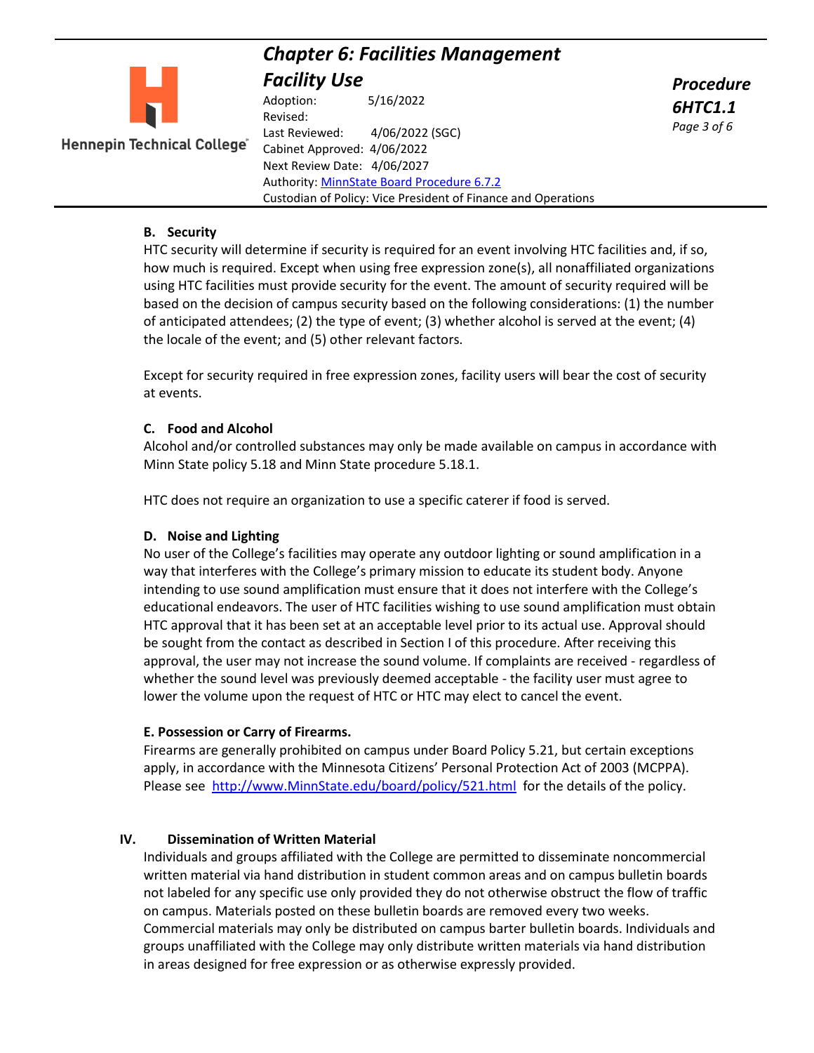### B. Security

HTC security will determine if security is required for an event involving HTC facilities and, if so, how much is required. Except when using free expression zone(s), all nonaffiliated organizations using HTC facilities must provide security for the event. The amount of security required will be based on the decision of campus security based on the following considerations: (1) the number of anticipated attendees; (2) the type of event; (3) whether alcohol is served at the event; (4) the locale of the event; and (5) other relevant factors.

Except for security required in free expression zones, facility users will bear the cost of security at events.

### C. Food and Alcohol

Alcohol and/or controlled substances may only be made available on campus in accordance with Minn State policy 5.18 and Minn State procedure 5.18.1.

HTC does not require an organization to use a specific caterer if food is served.

### D. Noise and Lighting

No user of the College's facilities may operate any outdoor lighting or sound amplification in a way that interferes with the College's primary mission to educate its student body. Anyone intending to use sound amplification must ensure that it does not interfere with the College's educational endeavors. The user of HTC facilities wishing to use sound amplification must obtain HTC approval that it has been set at an acceptable level prior to its actual use. Approval should be sought from the contact as described in Section I of this procedure. After receiving this approval, the user may not increase the sound volume. If complaints are received - regardless of whether the sound level was previously deemed acceptable - the facility user must agree to lower the volume upon the request of HTC or HTC may elect to cancel the event.

### E. Possession or Carry of Firearms.

Firearms are generally prohibited on campus under Board Policy 5.21, but certain exceptions apply, in accordance with the Minnesota Citizens' Personal Protection Act of 2003 (MCPPA). Please see [http://www.MinnState.edu/board/policy/521.html](http://www.MinnState.edu/board/policy/521.html) for the details of the policy.

## IV. Dissemination of Written Material

Individuals and groups affiliated with the College are permitted to disseminate noncommercial written material via hand distribution in student common areas and on campus bulletin boards not labeled for any specific use only provided they do not otherwise obstruct the flow of traffic on campus. Materials posted on these bulletin boards are removed every two weeks. Commercial materials may only be distributed on campus barter bulletin boards. Individuals and groups unaffiliated with the College may only distribute written materials via hand distribution in areas designed for free expression or as otherwise expressly provided.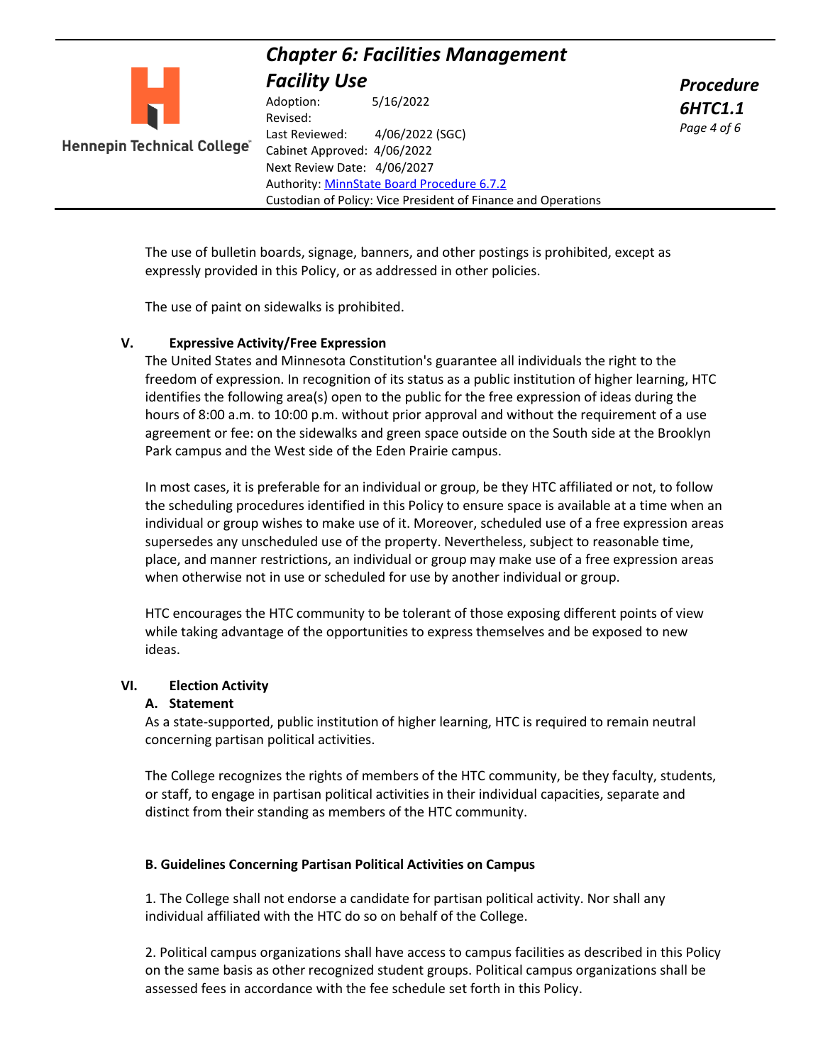The use of bulletin boards, signage, banners, and other postings is prohibited, except as expressly provided in this Policy, or as addressed in other policies.

The use of paint on sidewalks is prohibited.

## V. Expressive Activity/Free Expression

The United States and Minnesota Constitution's guarantee all individuals the right to the freedom of expression. In recognition of its status as a public institution of higher learning, HTC identifies the following area(s) open to the public for the free expression of ideas during the hours of 8:00 a.m. to 10:00 p.m. without prior approval and without the requirement of a use agreement or fee: on the sidewalks and green space outside on the South side at the Brooklyn Park campus and the West side of the Eden Prairie campus.

In most cases, it is preferable for an individual or group, be they HTC affiliated or not, to follow the scheduling procedures identified in this Policy to ensure space is available at a time when an individual or group wishes to make use of it. Moreover, scheduled use of a free expression areas supersedes any unscheduled use of the property. Nevertheless, subject to reasonable time, place, and manner restrictions, an individual or group may make use of a free expression areas when otherwise not in use or scheduled for use by another individual or group.

HTC encourages the HTC community to be tolerant of those exposing different points of view while taking advantage of the opportunities to express themselves and be exposed to new ideas.

## VI. Election Activity

### A. Statement

As a state-supported, public institution of higher learning, HTC is required to remain neutral concerning partisan political activities.

The College recognizes the rights of members of the HTC community, be they faculty, students, or staff, to engage in partisan political activities in their individual capacities, separate and distinct from their standing as members of the HTC community.

### B. Guidelines Concerning Partisan Political Activities on Campus

1. The College shall not endorse a candidate for partisan political activity. Nor shall any individual affiliated with the HTC do so on behalf of the College.

2. Political campus organizations shall have access to campus facilities as described in this Policy on the same basis as other recognized student groups. Political campus organizations shall be assessed fees in accordance with the fee schedule set forth in this Policy.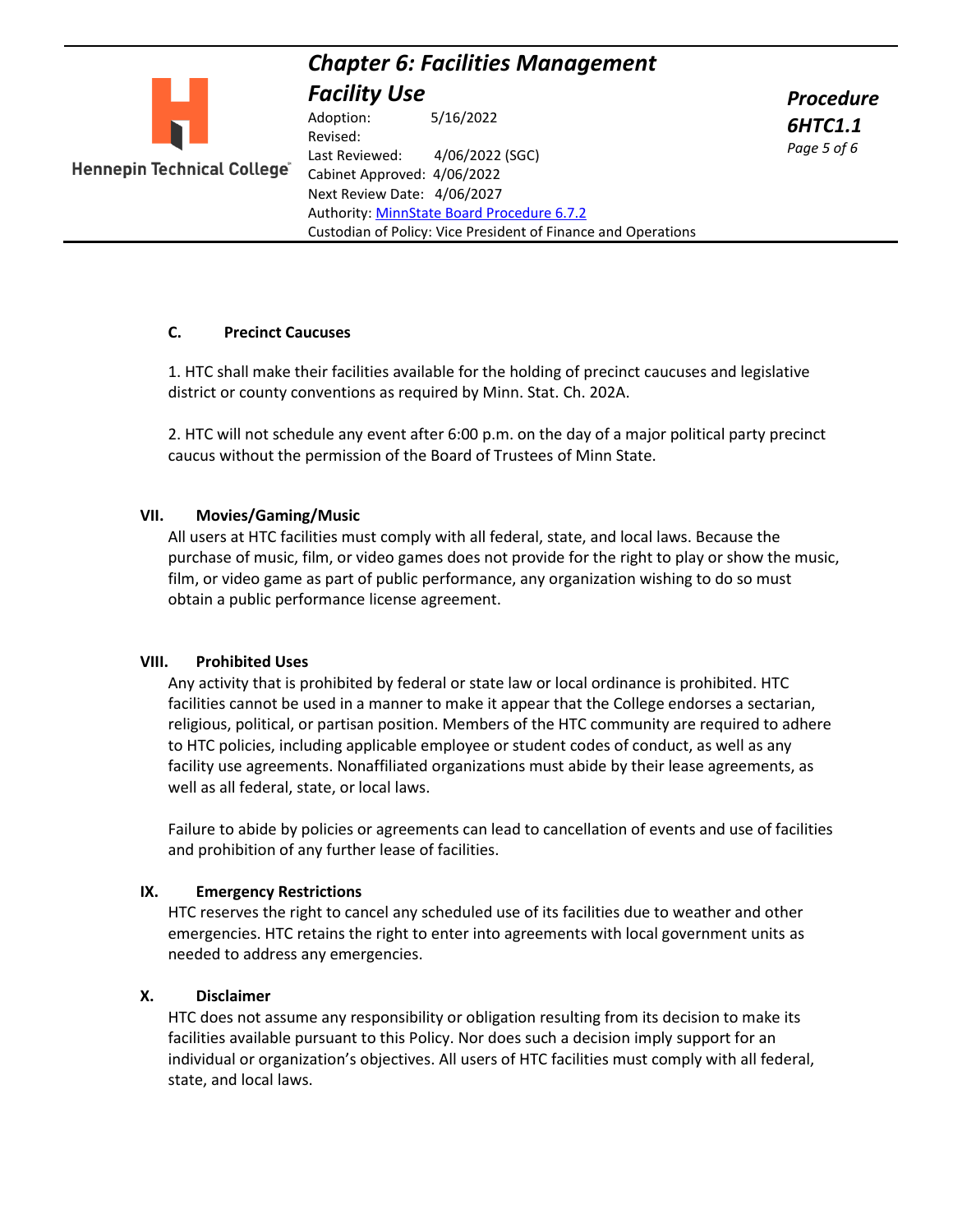### C. Precinct Caucuses

1. HTC shall make their facilities available for the holding of precinct caucuses and legislative district or county conventions as required by Minn. Stat. Ch. 202A.

2. HTC will not schedule any event after 6:00 p.m. on the day of a major political party precinct caucus without the permission of the Board of Trustees of Minn State.

## VII. Movies/Gaming/Music

All users at HTC facilities must comply with all federal, state, and local laws. Because the purchase of music, film, or video games does not provide for the right to play or show the music, film, or video game as part of public performance, any organization wishing to do so must obtain a public performance license agreement.

## VIII. Prohibited Uses

Any activity that is prohibited by federal or state law or local ordinance is prohibited. HTC facilities cannot be used in a manner to make it appear that the College endorses a sectarian, religious, political, or partisan position. Members of the HTC community are required to adhere to HTC policies, including applicable employee or student codes of conduct, as well as any facility use agreements. Nonaffiliated organizations must abide by their lease agreements, as well as all federal, state, or local laws.

Failure to abide by policies or agreements can lead to cancellation of events and use of facilities and prohibition of any further lease of facilities.

## IX. Emergency Restrictions

HTC reserves the right to cancel any scheduled use of its facilities due to weather and other emergencies. HTC retains the right to enter into agreements with local government units as needed to address any emergencies.

## X. Disclaimer

HTC does not assume any responsibility or obligation resulting from its decision to make its facilities available pursuant to this Policy. Nor does such a decision imply support for an individual or organization's objectives. All users of HTC facilities must comply with all federal, state, and local laws.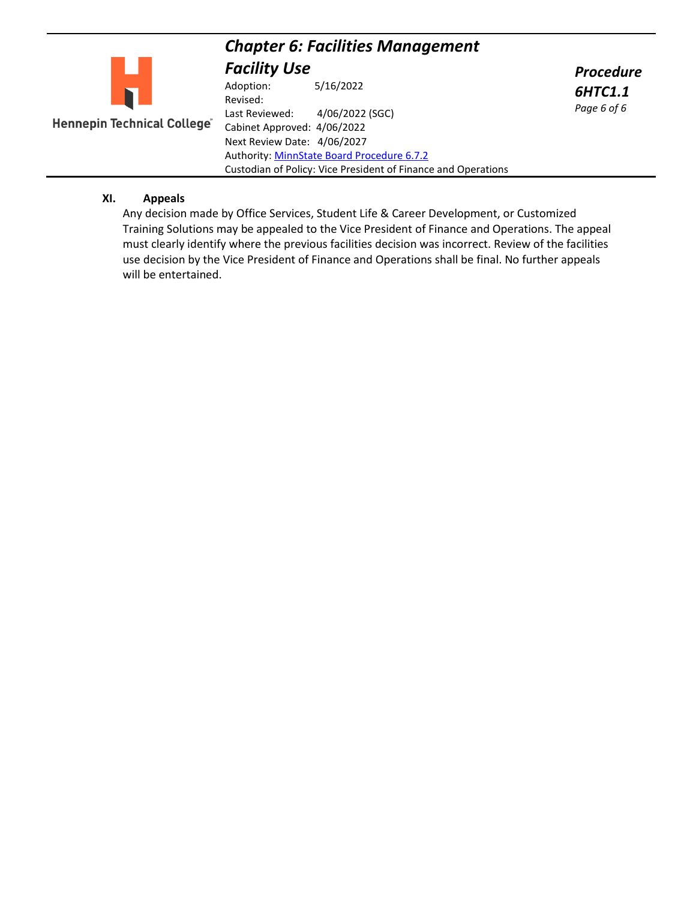### XI. Appeals

Any decision made by Office Services, Student Life & Career Development, or Customized Training Solutions may be appealed to the Vice President of Finance and Operations. The appeal must clearly identify where the previous facilities decision was incorrect. Review of the facilities use decision by the Vice President of Finance and Operations shall be final. No further appeals will be entertained.